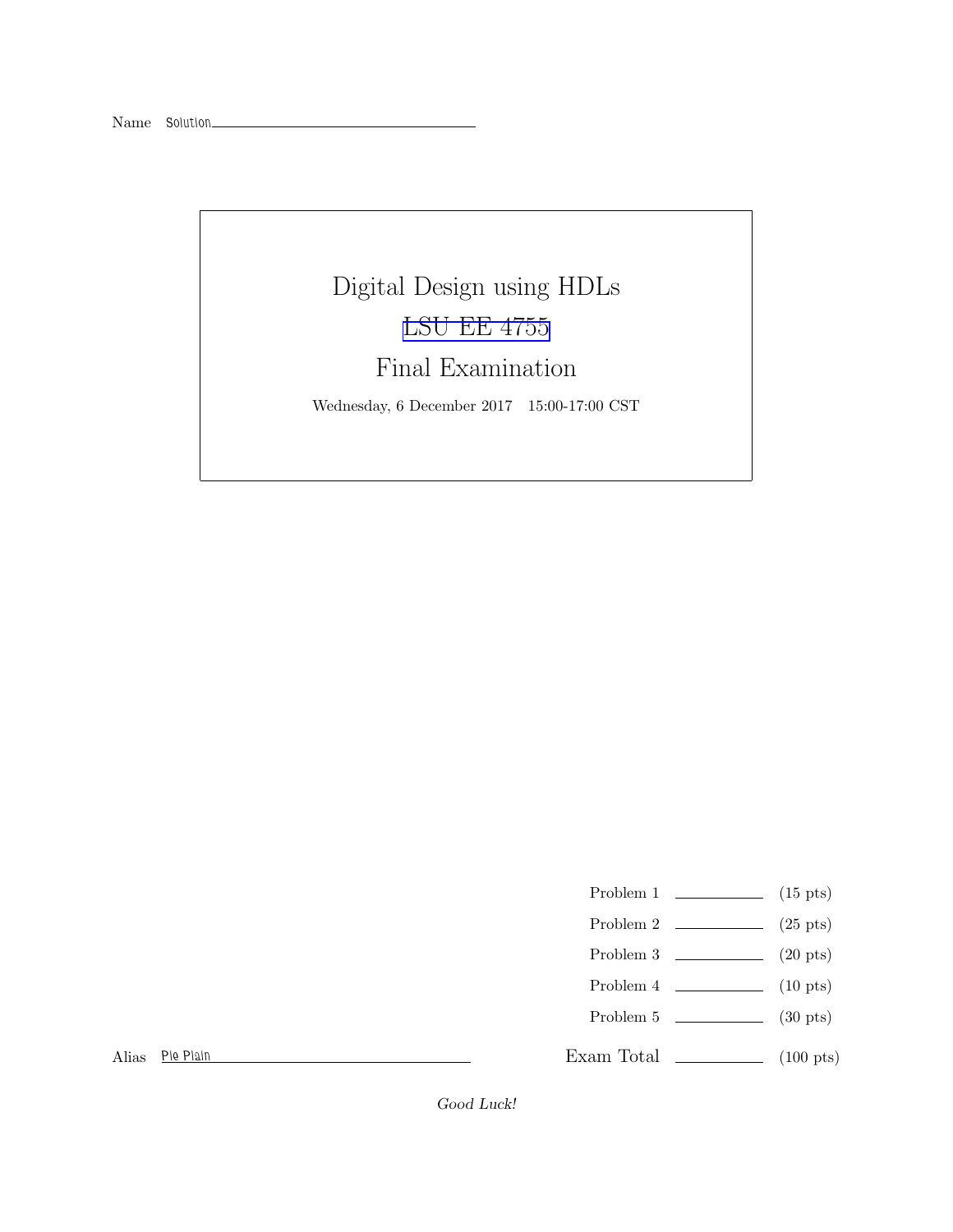Name Solution

# Digital Design using HDLs

## LSU EE 4755

## Final Examination

Wednesday, 6 December 2017 15:00-17:00 CST

| | | |
|---|---|---|
| Problem 1 | | (15 pts) |
| Problem 2 | | (25 pts) |
| Problem 3 | | (20 pts) |
| Problem 4 | | (10 pts) |
| Problem 5 | | (30 pts) |
| Exam Total | | (100 pts) |

Alias Pie Plain

*Good Luck!*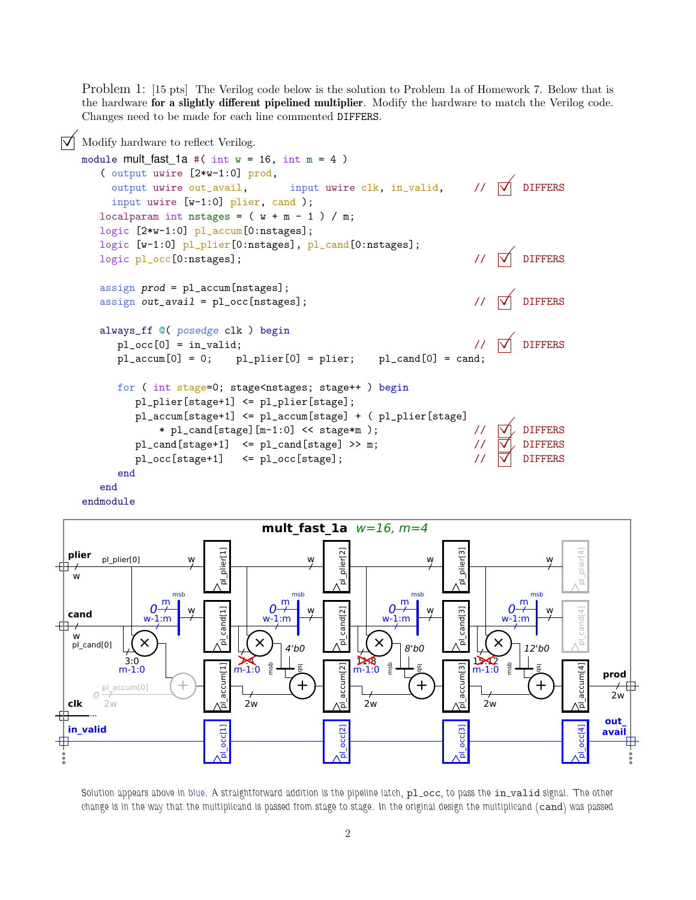Problem 1: [15 pts] The Verilog code below is the solution to Problem 1a of Homework 7. Below that is the hardware **for a slightly different pipelined multiplier**. Modify the hardware to match the Verilog code. Changes need to be made for each line commented DIFFERS.

☑ Modify hardware to reflect Verilog.

```
module mult_fast_1a #( int w = 16, int m = 4 )
   ( output uwire [2*w-1:0] prod,
     output uwire out_avail,       input uwire clk, in_valid,      // ☑ DIFFERS
     input uwire [w-1:0] plier, cand );
   localparam int nstages = ( w + m - 1 ) / m;
   logic [2*w-1:0] pl_accum[0:nstages];
   logic [w-1:0] pl_plier[0:nstages], pl_cand[0:nstages];
   logic pl_occ[0:nstages];                                        // ☑ DIFFERS

   assign prod = pl_accum[nstages];
   assign out_avail = pl_occ[nstages];                             // ☑ DIFFERS

   always_ff @( posedge clk ) begin
      pl_occ[0] = in_valid;                                        // ☑ DIFFERS
      pl_accum[0] = 0;    pl_plier[0] = plier;    pl_cand[0] = cand;

      for ( int stage=0; stage<nstages; stage++ ) begin
         pl_plier[stage+1] <= pl_plier[stage];
         pl_accum[stage+1] <= pl_accum[stage] + ( pl_plier[stage]
              * pl_cand[stage][m-1:0] << stage*m );                // ☑ DIFFERS
         pl_cand[stage+1]  <= pl_cand[stage] >> m;                 // ☑ DIFFERS
         pl_occ[stage+1]   <= pl_occ[stage];                       // ☑ DIFFERS
      end
   end
endmodule
```

Solution appears above in blue. A straightforward addition is the pipeline latch, pl_occ, to pass the in_valid signal. The other change is in the way that the multiplicand is passed from stage to stage. In the original design the multiplicand (cand) was passed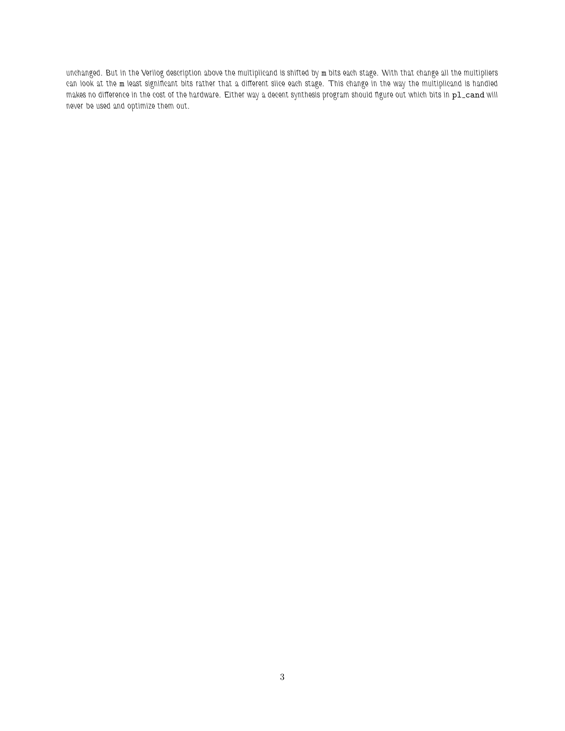unchanged. But in the Verilog description above the multiplicand is shifted by `m` bits each stage. With that change all the multipliers can look at the `m` least significant bits rather that a different slice each stage. This change in the way the multiplicand is handled makes no difference in the cost of the hardware. Either way a decent synthesis program should figure out which bits in `pl_cand` will never be used and optimize them out.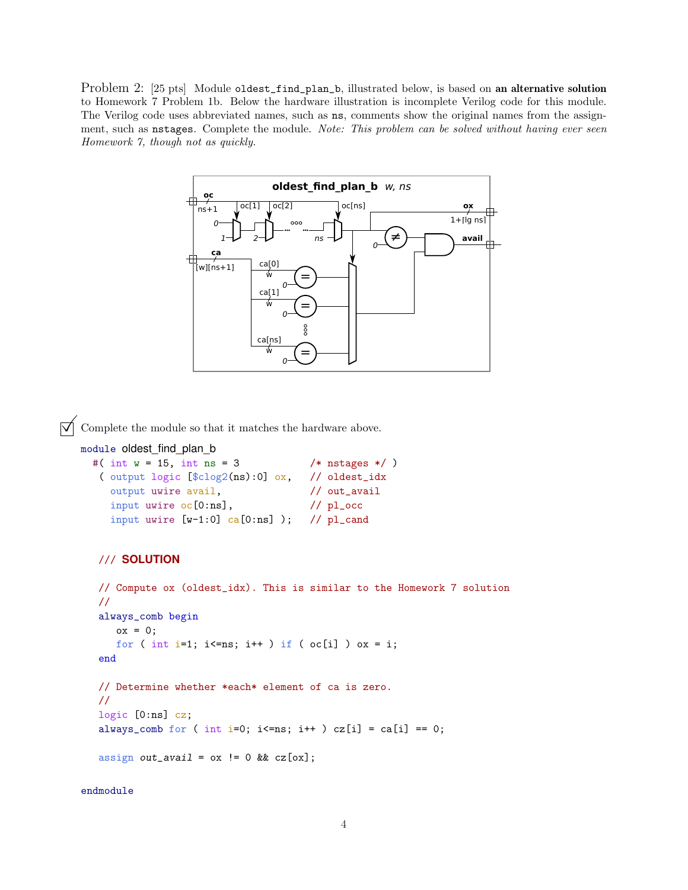Problem 2: [25 pts] Module `oldest_find_plan_b`, illustrated below, is based on **an alternative solution** to Homework 7 Problem 1b. Below the hardware illustration is incomplete Verilog code for this module. The Verilog code uses abbreviated names, such as `ns`, comments show the original names from the assignment, such as `nstages`. Complete the module. *Note: This problem can be solved without having ever seen Homework 7, though not as quickly.*

☑ Complete the module so that it matches the hardware above.

```
module oldest_find_plan_b
  #( int w = 15, int ns = 3             /* nstages */ )
   ( output logic [$clog2(ns):0] ox,    // oldest_idx
     output uwire avail,                // out_avail
     input uwire oc[0:ns],              // pl_occ
     input uwire [w-1:0] ca[0:ns] );    // pl_cand


   /// SOLUTION

   // Compute ox (oldest_idx). This is similar to the Homework 7 solution
   //
   always_comb begin
      ox = 0;
      for ( int i=1; i<=ns; i++ ) if ( oc[i] ) ox = i;
   end

   // Determine whether *each* element of ca is zero.
   //
   logic [0:ns] cz;
   always_comb for ( int i=0; i<=ns; i++ ) cz[i] = ca[i] == 0;

   assign out_avail = ox != 0 && cz[ox];

endmodule
```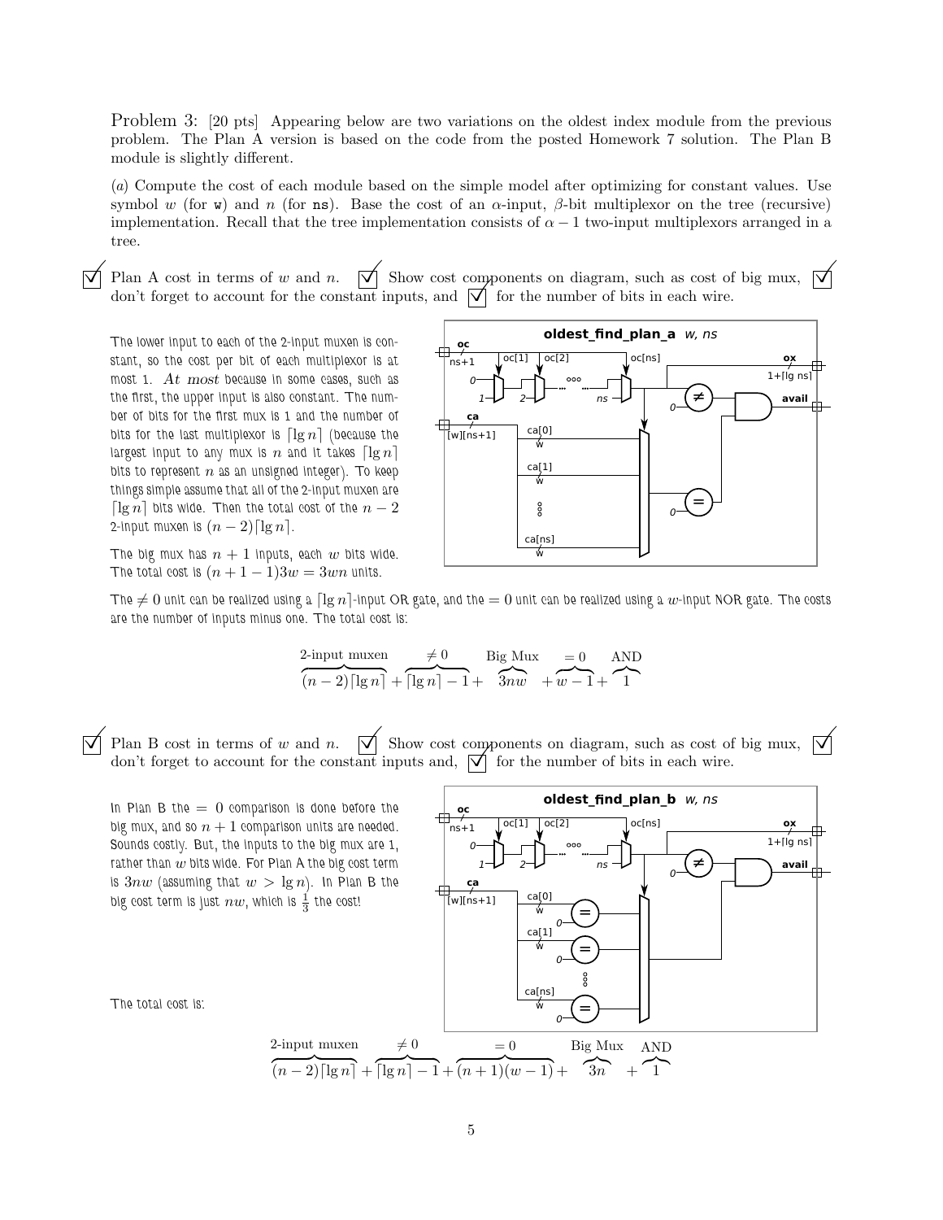Problem 3: [20 pts] Appearing below are two variations on the oldest index module from the previous problem. The Plan A version is based on the code from the posted Homework 7 solution. The Plan B module is slightly different.

(*a*) Compute the cost of each module based on the simple model after optimizing for constant values. Use symbol $w$ (for `w`) and $n$ (for `ns`). Base the cost of an $\alpha$-input, $\beta$-bit multiplexor on the tree (recursive) implementation. Recall that the tree implementation consists of $\alpha - 1$ two-input multiplexors arranged in a tree.

☑ Plan A cost in terms of $w$ and $n$. ☑ Show cost components on diagram, such as cost of big mux, ☑ don't forget to account for the constant inputs, and ☑ for the number of bits in each wire.

The lower input to each of the 2-input muxen is constant, so the cost per bit of each multiplexor is at most 1. *At most* because in some cases, such as the first, the upper input is also constant. The number of bits for the first mux is 1 and the number of bits for the last multiplexor is $\lceil \lg n \rceil$ (because the largest input to any mux is $n$ and it takes $\lceil \lg n \rceil$ bits to represent $n$ as an unsigned integer). To keep things simple assume that all of the 2-input muxen are $\lceil \lg n \rceil$ bits wide. Then the total cost of the $n-2$ 2-input muxen is $(n-2)\lceil \lg n \rceil$.

The big mux has $n+1$ inputs, each $w$ bits wide. The total cost is $(n+1-1)3w = 3wn$ units.

oldest_find_plan_a *w, ns*

The $\neq 0$ unit can be realized using a $\lceil \lg n \rceil$-input OR gate, and the $= 0$ unit can be realized using a $w$-input NOR gate. The costs are the number of inputs minus one. The total cost is:

$$\overbrace{(n-2)\lceil \lg n \rceil}^{\text{2-input muxen}} + \overbrace{\lceil \lg n \rceil - 1}^{\neq 0} + \overbrace{3nw}^{\text{Big Mux}} + \overbrace{w-1}^{=0} + \overbrace{1}^{\text{AND}}$$

☑ Plan B cost in terms of $w$ and $n$. ☑ Show cost components on diagram, such as cost of big mux, ☑ don't forget to account for the constant inputs and, ☑ for the number of bits in each wire.

In Plan B the $= 0$ comparison is done before the big mux, and so $n+1$ comparison units are needed. Sounds costly. But, the inputs to the big mux are 1, rather than $w$ bits wide. For Plan A the big cost term is $3nw$ (assuming that $w > \lg n$). In Plan B the big cost term is just $nw$, which is $\frac{1}{3}$ the cost!

oldest_find_plan_b *w, ns*

The total cost is:

$$\overbrace{(n-2)\lceil \lg n \rceil}^{\text{2-input muxen}} + \overbrace{\lceil \lg n \rceil - 1}^{\neq 0} + \overbrace{(n+1)(w-1)}^{=0} + \overbrace{3n}^{\text{Big Mux}} + \overbrace{1}^{\text{AND}}$$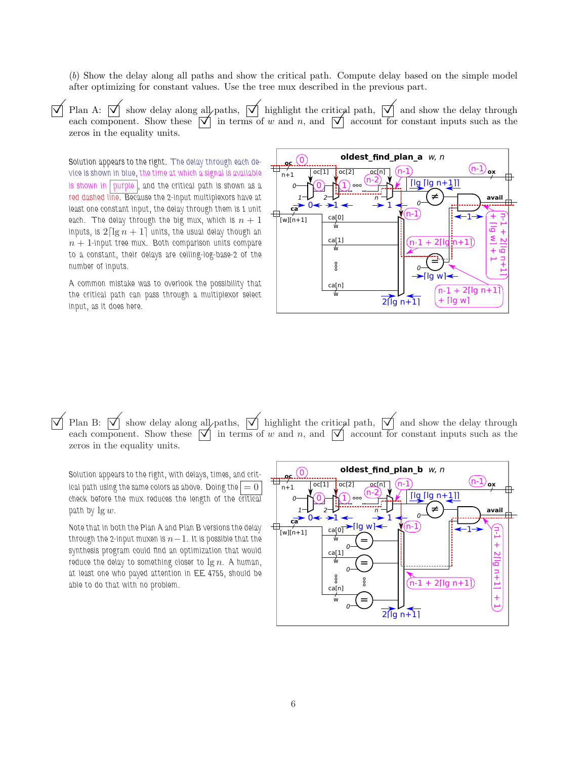(*b*) Show the delay along all paths and show the critical path. Compute delay based on the simple model after optimizing for constant values. Use the tree mux described in the previous part.

☑ Plan A: ☑ show delay along all paths, ☑ highlight the critical path, ☑ and show the delay through each component. Show these ☑ in terms of $w$ and $n$, and ☑ account for constant inputs such as the zeros in the equality units.

Solution appears to the right. The delay through each device is shown in blue, the time at which a signal is available is shown in purple, and the critical path is shown as a red dashed line. Because the 2-input multiplexors have at least one constant input, the delay through them is 1 unit each. The delay through the big mux, which is $n+1$ inputs, is $2\lceil \lg n+1 \rceil$ units, the usual delay though an $n+1$-input tree mux. Both comparison units compare to a constant, their delays are ceiling-log-base-2 of the number of inputs.

A common mistake was to overlook the possibility that the critical path can pass through a multiplexor select input, as it does here.

☑ Plan B: ☑ show delay along all paths, ☑ highlight the critical path, ☑ and show the delay through each component. Show these ☑ in terms of $w$ and $n$, and ☑ account for constant inputs such as the zeros in the equality units.

Solution appears to the right, with delays, times, and critical path using the same colors as above. Doing the $= 0$ check before the mux reduces the length of the critical path by $\lg w$.

Note that in both the Plan A and Plan B versions the delay through the 2-input muxen is $n-1$. It is possible that the synthesis program could find an optimization that would reduce the delay to something closer to $\lg n$. A human, at least one who payed attention in EE 4755, should be able to do that with no problem.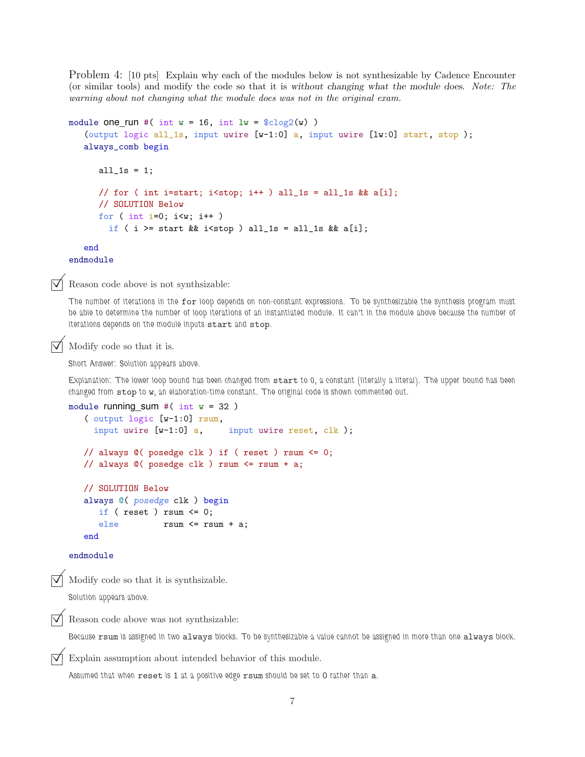Problem 4: [10 pts] Explain why each of the modules below is not synthesizable by Cadence Encounter (or similar tools) and modify the code so that it is *without changing what the module does*. *Note: The warning about not changing what the module does was not in the original exam.*

```
module one_run #( int w = 16, int lw = $clog2(w) )
   (output logic all_1s, input uwire [w-1:0] a, input uwire [lw:0] start, stop );
   always_comb begin

      all_1s = 1;

      // for ( int i=start; i<stop; i++ ) all_1s = all_1s && a[i];
      // SOLUTION Below
      for ( int i=0; i<w; i++ )
        if ( i >= start && i<stop ) all_1s = all_1s && a[i];

   end
endmodule
```

☑ Reason code above is not synthsizable:

The number of iterations in the `for` loop depends on non-constant expressions. To be synthesizable the synthesis program must be able to determine the number of loop iterations of an instantiated module. It can't in the module above because the number of iterations depends on the module inputs `start` and `stop`.

☑ Modify code so that it is.

Short Answer: Solution appears above.

Explanation: The lower loop bound has been changed from `start` to 0, a constant (literally a literal). The upper bound has been changed from `stop` to `w`, an elaboration-time constant. The original code is shown commented out.

```
module running_sum #( int w = 32 )
   ( output logic [w-1:0] rsum,
     input uwire [w-1:0] a,     input uwire reset, clk );

   // always @( posedge clk ) if ( reset ) rsum <= 0;
   // always @( posedge clk ) rsum <= rsum + a;

   // SOLUTION Below
   always @( posedge clk ) begin
      if ( reset ) rsum <= 0;
      else         rsum <= rsum + a;
   end

endmodule
```

☑ Modify code so that it is synthsizable.

Solution appears above.

☑ Reason code above was not synthsizable:

Because `rsum` is assigned in two `always` blocks. To be synthesizable a value cannot be assigned in more than one `always` block.

☑ Explain assumption about intended behavior of this module.

Assumed that when `reset` is 1 at a positive edge `rsum` should be set to 0 rather than `a`.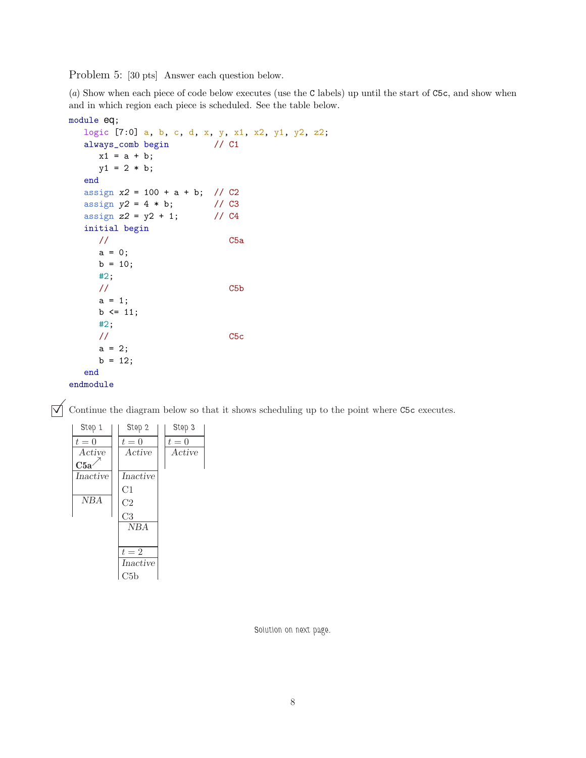Problem 5: [30 pts] Answer each question below.

(*a*) Show when each piece of code below executes (use the `C` labels) up until the start of `C5c`, and show when and in which region each piece is scheduled. See the table below.

```
module eq;
   logic [7:0] a, b, c, d, x, y, x1, x2, y1, y2, z2;
   always_comb begin         // C1
      x1 = a + b;
      y1 = 2 * b;
   end
   assign x2 = 100 + a + b;  // C2
   assign y2 = 4 * b;        // C3
   assign z2 = y2 + 1;       // C4
   initial begin
      //                        C5a
      a = 0;
      b = 10;
      #2;
      //                        C5b
      a = 1;
      b <= 11;
      #2;
      //                        C5c
      a = 2;
      b = 12;
   end
endmodule
```

☑ Continue the diagram below so that it shows scheduling up to the point where `C5c` executes.

| Step 1 | Step 2 | Step 3 |
|---|---|---|
| $t = 0$ | $t = 0$ | $t = 0$ |
| *Active* | *Active* | *Active* |
| **C5a** ↗ | | |
| *Inactive* | *Inactive* | |
| | C1 | |
| | C2 | |
| | C3 | |
| *NBA* | *NBA* | |
| | $t = 2$ | |
| | *Inactive* | |
| | C5b | |

Solution on next page.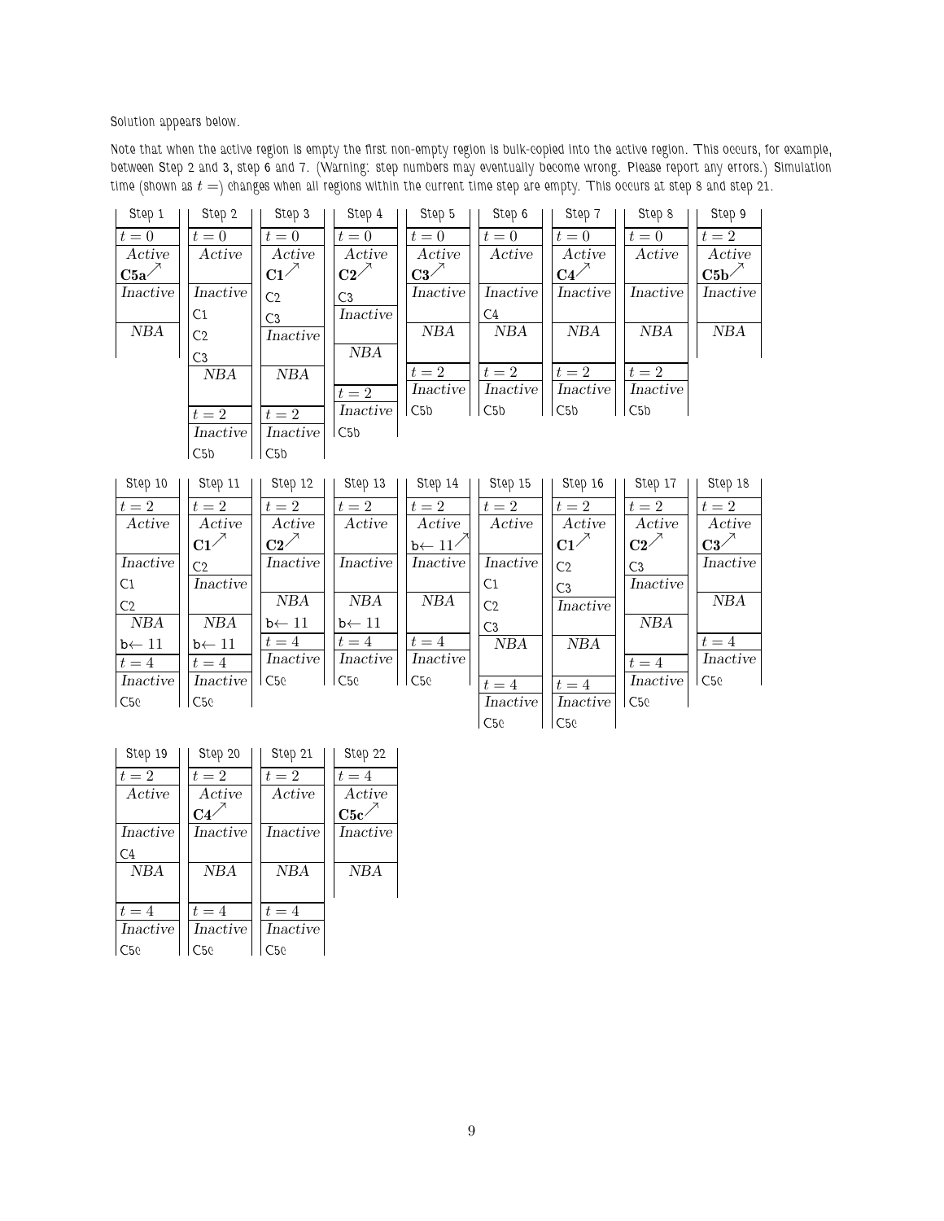Solution appears below.

Note that when the active region is empty the first non-empty region is bulk-copied into the active region. This occurs, for example, between Step 2 and 3, step 6 and 7. (Warning: step numbers may eventually become wrong. Please report any errors.) Simulation time (shown as $t =$) changes when all regions within the current time step are empty. This occurs at step 8 and step 21.

| | Step 1 | Step 2 | Step 3 | Step 4 | Step 5 | Step 6 | Step 7 | Step 8 | Step 9 |
|---|---|---|---|---|---|---|---|---|---|
| Time | $t = 0$ | $t = 0$ | $t = 0$ | $t = 0$ | $t = 0$ | $t = 0$ | $t = 0$ | $t = 0$ | $t = 2$ |
| *Active* | **C5a**$\nearrow$ | | **C1**$\nearrow$ | **C2**$\nearrow$ | **C3**$\nearrow$ | | **C4**$\nearrow$ | | **C5b**$\nearrow$ |
| *Inactive* | | C1, C2, C3 | C2, C3 | C3 | | C4 | | | |
| *NBA* | | | | | | | | | |
| Time | | $t = 2$ | $t = 2$ | $t = 2$ | $t = 2$ | $t = 2$ | $t = 2$ | $t = 2$ | |
| *Inactive* | | C5b | C5b | C5b | C5b | C5b | C5b | C5b | |

| | Step 10 | Step 11 | Step 12 | Step 13 | Step 14 | Step 15 | Step 16 | Step 17 | Step 18 |
|---|---|---|---|---|---|---|---|---|---|
| Time | $t = 2$ | $t = 2$ | $t = 2$ | $t = 2$ | $t = 2$ | $t = 2$ | $t = 2$ | $t = 2$ | $t = 2$ |
| *Active* | | **C1**$\nearrow$ | **C2**$\nearrow$ | | b$\leftarrow 11$$\nearrow$ | | **C1**$\nearrow$ | **C2**$\nearrow$ | **C3**$\nearrow$ |
| *Inactive* | C1, C2 | C2 | | | | C1, C2, C3 | C2, C3 | C3 | |
| *NBA* | b$\leftarrow 11$ | b$\leftarrow 11$ | b$\leftarrow 11$ | b$\leftarrow 11$ | | | | | |
| Time | $t = 4$ | $t = 4$ | $t = 4$ | $t = 4$ | $t = 4$ | $t = 4$ | $t = 4$ | $t = 4$ | $t = 4$ |
| *Inactive* | C5c | C5c | C5c | C5c | C5c | C5c | C5c | C5c | C5c |

| | Step 19 | Step 20 | Step 21 | Step 22 |
|---|---|---|---|---|
| Time | $t = 2$ | $t = 2$ | $t = 2$ | $t = 4$ |
| *Active* | | **C4**$\nearrow$ | | **C5c**$\nearrow$ |
| *Inactive* | C4 | | | |
| *NBA* | | | | |
| Time | $t = 4$ | $t = 4$ | $t = 4$ | |
| *Inactive* | C5c | C5c | C5c | |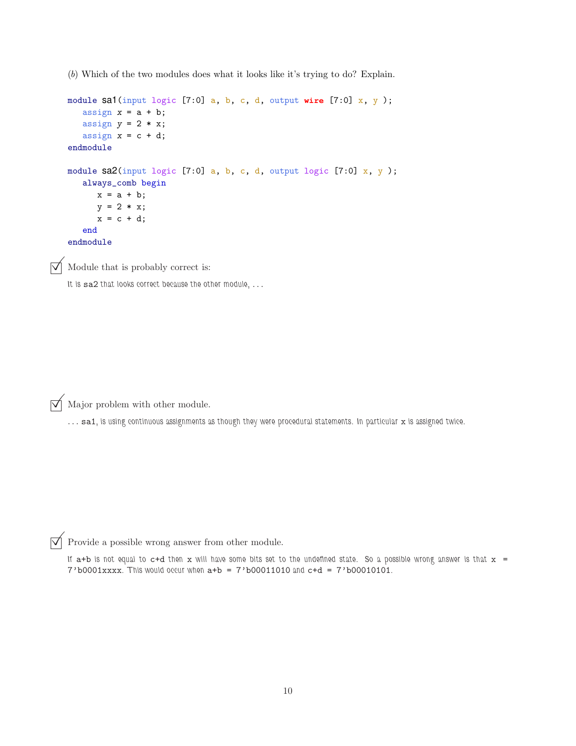(*b*) Which of the two modules does what it looks like it's trying to do? Explain.

```
module sa1(input logic [7:0] a, b, c, d, output wire [7:0] x, y );
   assign x = a + b;
   assign y = 2 * x;
   assign x = c + d;
endmodule

module sa2(input logic [7:0] a, b, c, d, output logic [7:0] x, y );
   always_comb begin
      x = a + b;
      y = 2 * x;
      x = c + d;
   end
endmodule
```

☑ Module that is probably correct is:

It is sa2 that looks correct because the other module, . . .

☑ Major problem with other module.

. . . sa1, is using continuous assignments as though they were procedural statements. In particular x is assigned twice.

☑ Provide a possible wrong answer from other module.

If a+b is not equal to c+d then x will have some bits set to the undefined state. So a possible wrong answer is that x = 7'b0001xxxx. This would occur when a+b = 7'b00011010 and c+d = 7'b00010101.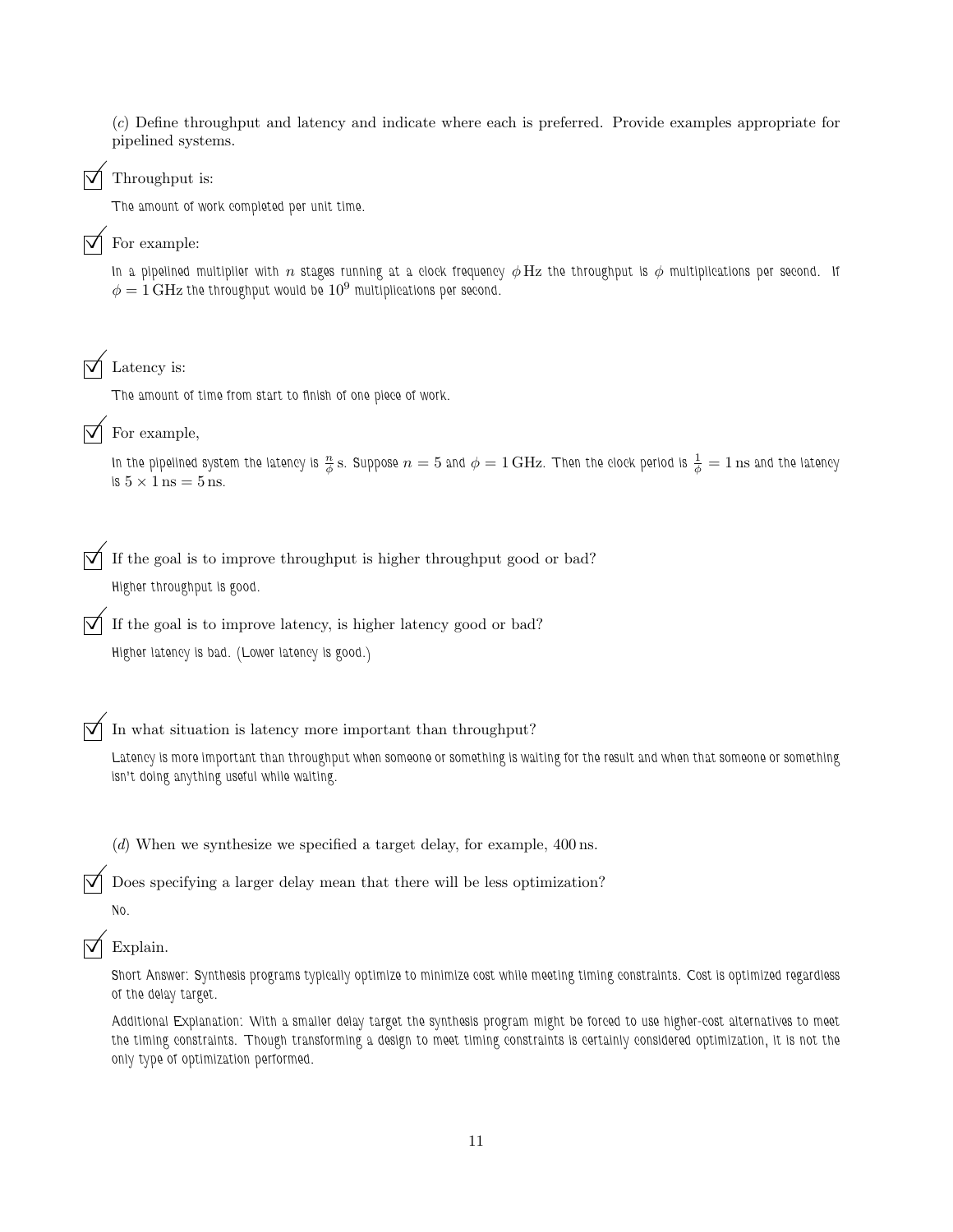(*c*) Define throughput and latency and indicate where each is preferred. Provide examples appropriate for pipelined systems.

☑ Throughput is:

The amount of work completed per unit time.

☑ For example:

In a pipelined multiplier with $n$ stages running at a clock frequency $\phi\,\mathrm{Hz}$ the throughput is $\phi$ multiplications per second. If $\phi = 1\,\mathrm{GHz}$ the throughput would be $10^9$ multiplications per second.

☑ Latency is:

The amount of time from start to finish of one piece of work.

☑ For example,

In the pipelined system the latency is $\frac{n}{\phi}\,\mathrm{s}$. Suppose $n = 5$ and $\phi = 1\,\mathrm{GHz}$. Then the clock period is $\frac{1}{\phi} = 1\,\mathrm{ns}$ and the latency is $5 \times 1\,\mathrm{ns} = 5\,\mathrm{ns}$.

☑ If the goal is to improve throughput is higher throughput good or bad?

Higher throughput is good.

☑ If the goal is to improve latency, is higher latency good or bad?

Higher latency is bad. (Lower latency is good.)

☑ In what situation is latency more important than throughput?

Latency is more important than throughput when someone or something is waiting for the result and when that someone or something isn't doing anything useful while waiting.

(*d*) When we synthesize we specified a target delay, for example, 400 ns.

☑ Does specifying a larger delay mean that there will be less optimization?

No.

☑ Explain.

Short Answer: Synthesis programs typically optimize to minimize cost while meeting timing constraints. Cost is optimized regardless of the delay target.

Additional Explanation: With a smaller delay target the synthesis program might be forced to use higher-cost alternatives to meet the timing constraints. Though transforming a design to meet timing constraints is certainly considered optimization, it is not the only type of optimization performed.